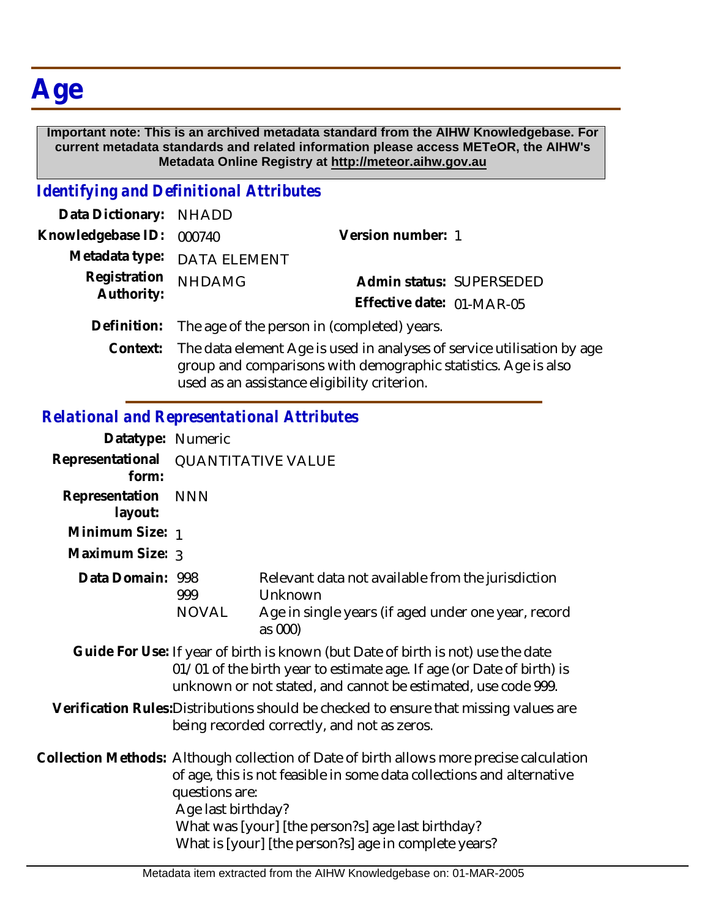# Age

**Important note: This is an archived metadata standard from the AIHW Knowledgebase. For current metadata standards and related information please access METeOR, the AIHW's Metadata Online Registry at http://meteor.aihw.gov.au**

## *Identifying and Definitional Attributes*

**Data Dictionary:** NHADD

**Knowledgebase ID:** 000740

**Version number:** 1

**Metadata type:** DATA ELEMENT

**Registration Authority:** NHDAMG

**Admin status:** SUPERSEDED

**Effective date:** 01-MAR-05

**Definition:** The age of the person in (completed) years.

**Context:** The data element Age is used in analyses of service utilisation by age group and comparisons with demographic statistics. Age is also used as an assistance eligibility criterion.

## *Relational and Representational Attributes*

**Datatype:** Numeric

**Representational form:** QUANTITATIVE VALUE

**Representation layout:** NNN

**Minimum Size:** 1

**Maximum Size:** 3

**Data Domain:**

| | |
|---|---|
| 998 | Relevant data not available from the jurisdiction |
| 999 | Unknown |
| NOVAL | Age in single years (if aged under one year, record as 000) |

**Guide For Use:** If year of birth is known (but Date of birth is not) use the date 01/01 of the birth year to estimate age. If age (or Date of birth) is unknown or not stated, and cannot be estimated, use code 999.

**Verification Rules:** Distributions should be checked to ensure that missing values are being recorded correctly, and not as zeros.

**Collection Methods:** Although collection of Date of birth allows more precise calculation of age, this is not feasible in some data collections and alternative questions are:

Age last birthday?

What was [your] [the person?s] age last birthday?

What is [your] [the person?s] age in complete years?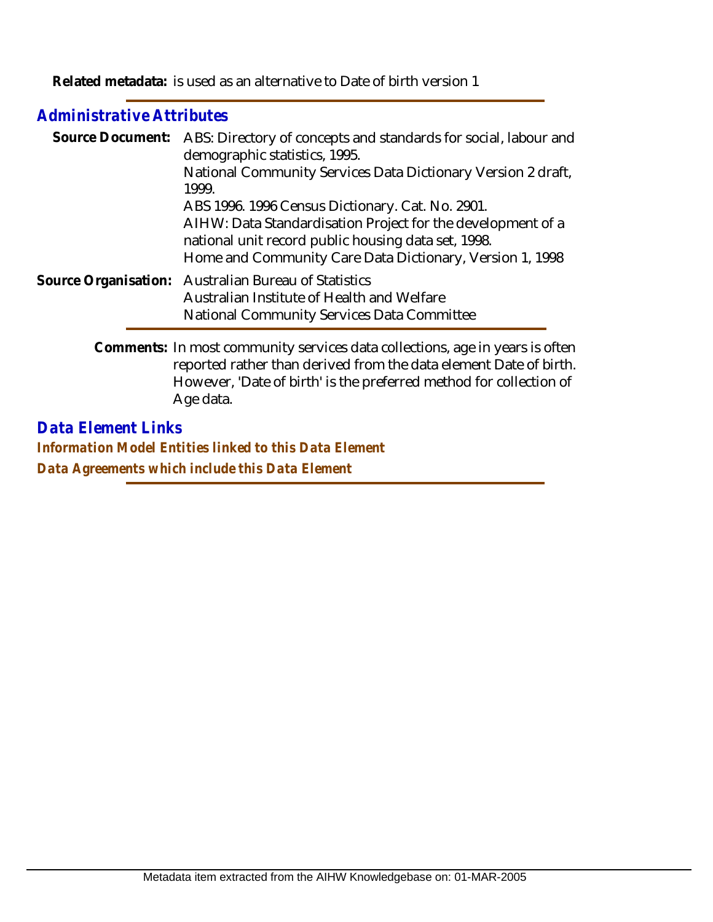**Related metadata:** is used as an alternative to Date of birth version 1

## Administrative Attributes

**Source Document:** ABS: Directory of concepts and standards for social, labour and demographic statistics, 1995.
National Community Services Data Dictionary Version 2 draft, 1999.
ABS 1996. 1996 Census Dictionary. Cat. No. 2901.
AIHW: Data Standardisation Project for the development of a national unit record public housing data set, 1998.
Home and Community Care Data Dictionary, Version 1, 1998

**Source Organisation:** Australian Bureau of Statistics
Australian Institute of Health and Welfare
National Community Services Data Committee

**Comments:** In most community services data collections, age in years is often reported rather than derived from the data element Date of birth. However, 'Date of birth' is the preferred method for collection of Age data.

## Data Element Links

### Information Model Entities linked to this Data Element

### Data Agreements which include this Data Element